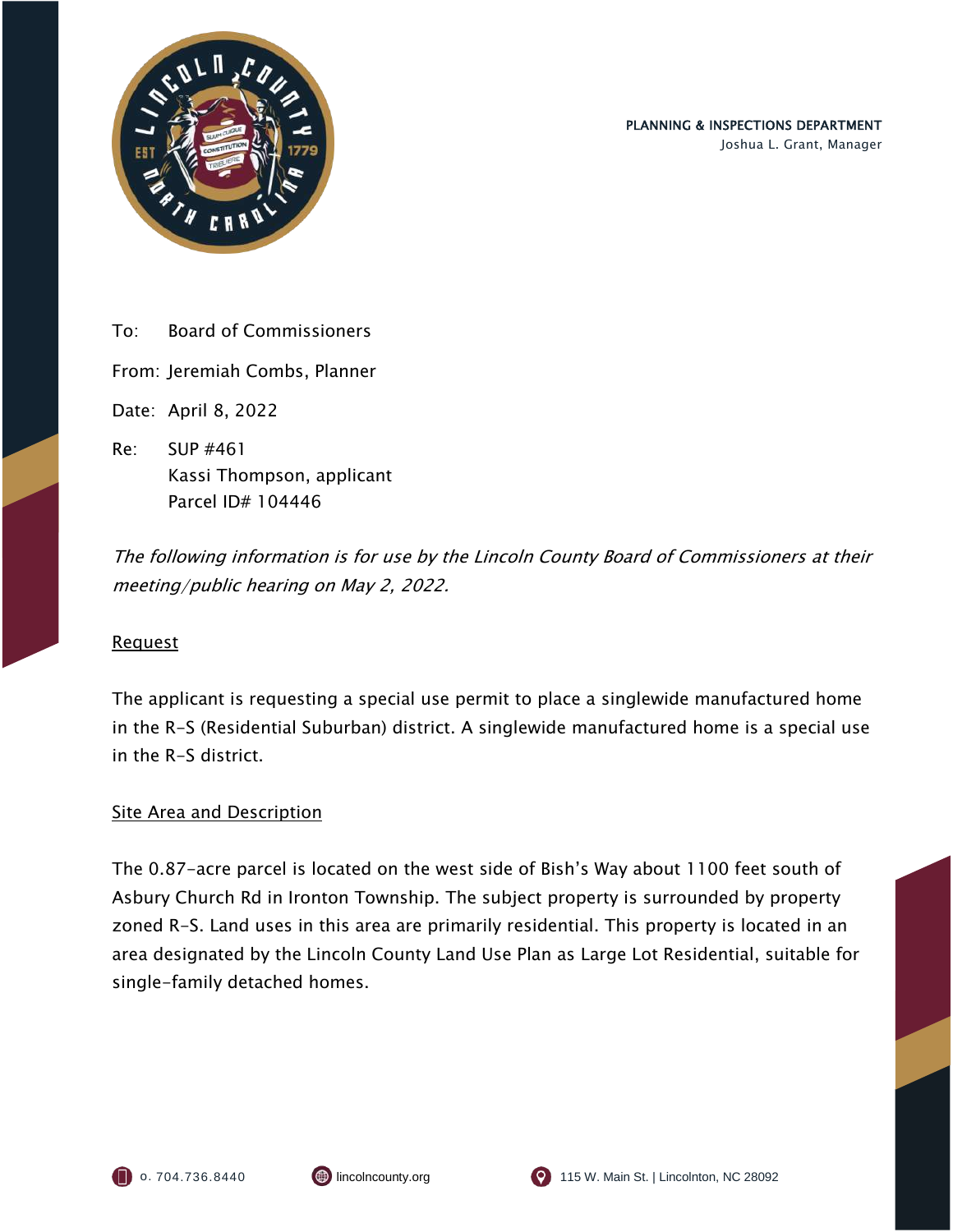PLANNING & INSPECTIONS DEPARTMENT
Joshua L. Grant, Manager

To: Board of Commissioners

From: Jeremiah Combs, Planner

Date: April 8, 2022

Re: SUP #461
Kassi Thompson, applicant
Parcel ID# 104446

*The following information is for use by the Lincoln County Board of Commissioners at their meeting/public hearing on May 2, 2022.*

## Request

The applicant is requesting a special use permit to place a singlewide manufactured home in the R-S (Residential Suburban) district. A singlewide manufactured home is a special use in the R-S district.

## Site Area and Description

The 0.87-acre parcel is located on the west side of Bish's Way about 1100 feet south of Asbury Church Rd in Ironton Township. The subject property is surrounded by property zoned R-S. Land uses in this area are primarily residential. This property is located in an area designated by the Lincoln County Land Use Plan as Large Lot Residential, suitable for single-family detached homes.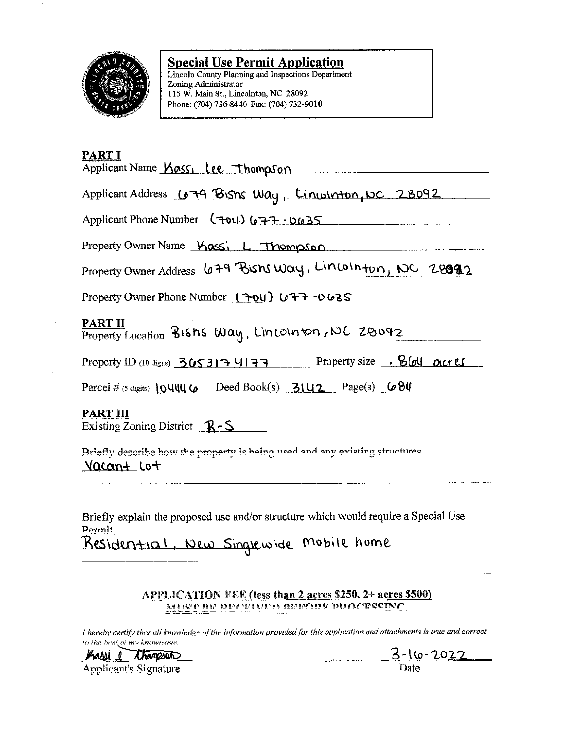## Special Use Permit Application

Lincoln County Planning and Inspections Department
Zoning Administrator
115 W. Main St., Lincolnton, NC 28092
Phone: (704) 736-8440 Fax: (704) 732-9010

### PART I

Applicant Name Kassi Lee Thompson

Applicant Address 679 Bisns Way, Lincolnton, NC 28092

Applicant Phone Number (704) 677-0635

Property Owner Name Kassi L Thompson

Property Owner Address 679 Bisns Way, Lincolnton, NC 28092

Property Owner Phone Number (704) 677-0635

### PART II

Property Location Bisns Way, Lincolnton, NC 28092

Property ID (10 digits) 3653174177 Property size .864 acres

Parcel # (5 digits) 10446 Deed Book(s) 3142 Page(s) 684

### PART III

Existing Zoning District R-S

Briefly describe how the property is being used and any existing structures
Vacant Lot

Briefly explain the proposed use and/or structure which would require a Special Use Permit.
Residential, New Singlewide Mobile home

**APPLICATION FEE (less than 2 acres $250, 2+ acres $500)**
**MUST BE RECEIVED BEFORE PROCESSING**

*I hereby certify that all knowledge of the information provided for this application and attachments is true and correct to the best of my knowledge.*

Kassi L Thompson
Applicant's Signature

3-16-2022
Date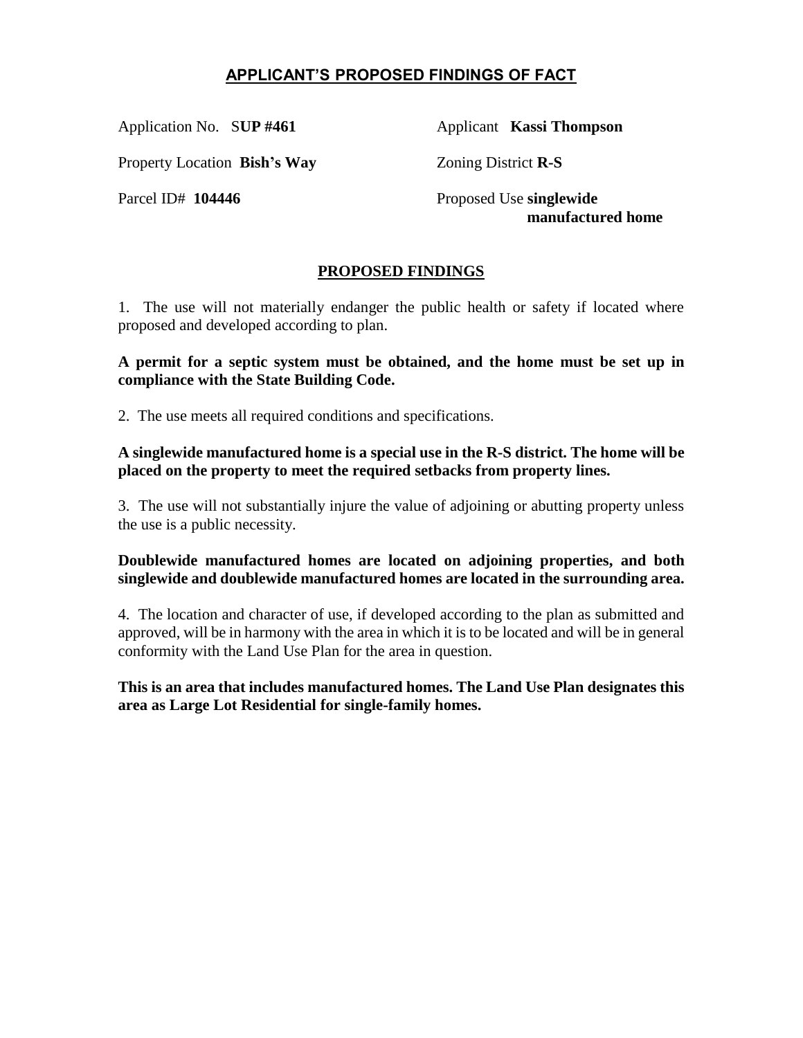## APPLICANT'S PROPOSED FINDINGS OF FACT

Application No. S**UP #461**

Applicant **Kassi Thompson**

Property Location **Bish's Way**

Zoning District **R-S**

Parcel ID# **104446**

Proposed Use **singlewide manufactured home**

### PROPOSED FINDINGS

1. The use will not materially endanger the public health or safety if located where proposed and developed according to plan.

**A permit for a septic system must be obtained, and the home must be set up in compliance with the State Building Code.**

2. The use meets all required conditions and specifications.

**A singlewide manufactured home is a special use in the R-S district. The home will be placed on the property to meet the required setbacks from property lines.**

3. The use will not substantially injure the value of adjoining or abutting property unless the use is a public necessity.

**Doublewide manufactured homes are located on adjoining properties, and both singlewide and doublewide manufactured homes are located in the surrounding area.**

4. The location and character of use, if developed according to the plan as submitted and approved, will be in harmony with the area in which it is to be located and will be in general conformity with the Land Use Plan for the area in question.

**This is an area that includes manufactured homes. The Land Use Plan designates this area as Large Lot Residential for single-family homes.**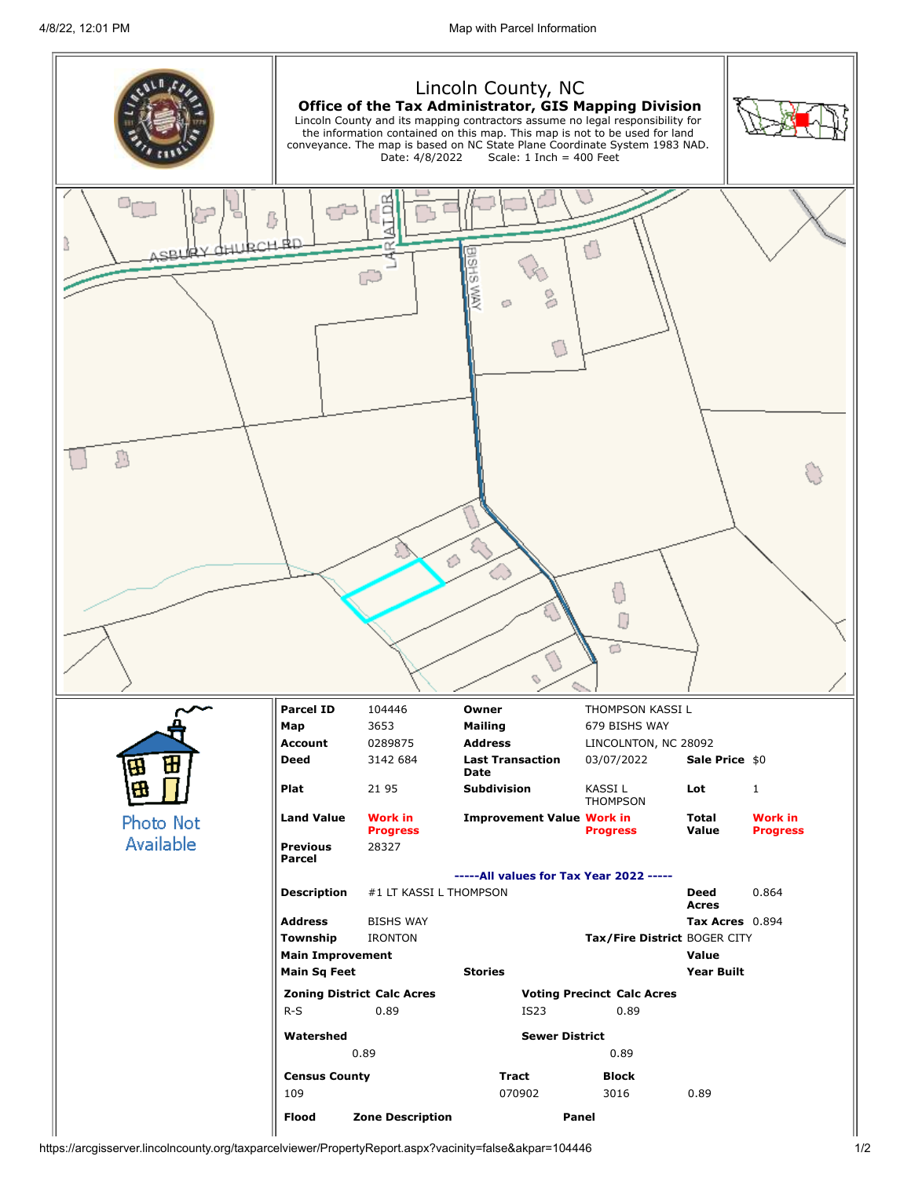# Lincoln County, NC

**Office of the Tax Administrator, GIS Mapping Division**

Lincoln County and its mapping contractors assume no legal responsibility for the information contained on this map. This map is not to be used for land conveyance. The map is based on NC State Plane Coordinate System 1983 NAD.

Date: 4/8/2022 Scale: 1 Inch = 400 Feet

ASBURY CHURCH RD
LARIAT DR
BISHS WAY

Photo Not Available

| | | | | | |
|---|---|---|---|---|---|
| **Parcel ID** | 104446 | **Owner** | THOMPSON KASSI L | | |
| **Map** | 3653 | **Mailing** | 679 BISHS WAY | | |
| **Account** | 0289875 | **Address** | LINCOLNTON, NC 28092 | | |
| **Deed** | 3142 684 | **Last Transaction Date** | 03/07/2022 | **Sale Price** | $0 |
| **Plat** | 21 95 | **Subdivision** | KASSI L THOMPSON | **Lot** | 1 |
| **Land Value** | Work in Progress | **Improvement Value** | Work in Progress | **Total Value** | Work in Progress |
| **Previous Parcel** | 28327 | | | | |

**-----All values for Tax Year 2022 -----**

| | | | | | |
|---|---|---|---|---|---|
| **Description** | #1 LT KASSI L THOMPSON | | | **Deed Acres** | 0.864 |
| **Address** | BISHS WAY | | | **Tax Acres** | 0.894 |
| **Township** | IRONTON | | **Tax/Fire District** | BOGER CITY | |
| **Main Improvement** | | | | **Value** | |
| **Main Sq Feet** | | **Stories** | | **Year Built** | |

| **Zoning District** | **Calc Acres** | **Voting Precinct** | **Calc Acres** |
|---|---|---|---|
| R-S | 0.89 | IS23 | 0.89 |

| **Watershed** | | **Sewer District** | |
|---|---|---|---|
| | 0.89 | | 0.89 |

| **Census County** | **Tract** | **Block** | |
|---|---|---|---|
| 109 | 070902 | 3016 | 0.89 |

| **Flood** | **Zone Description** | **Panel** |
|---|---|---|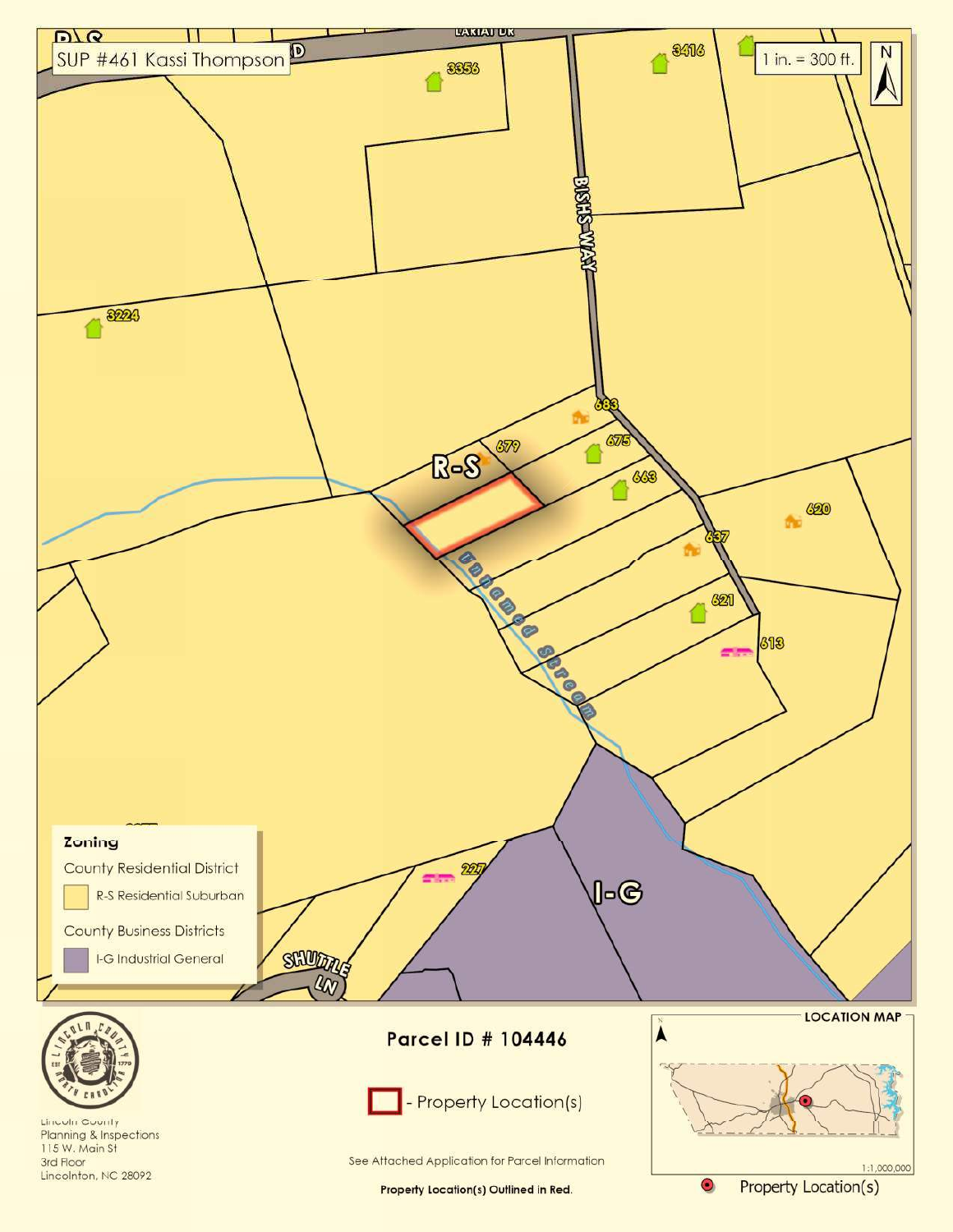SUP #461 Kassi Thompson

1 in. = 300 ft.

N

LARIAT DR

BISHS WAY

SHUTTLE LN

Unnamed Stream

R-S

I-G

3356

3416

3224

683

679

675

663

637

620

621

613

227

**Zoning**

County Residential District

R-S Residential Suburban

County Business Districts

I-G Industrial General

Lincoln County
Planning & Inspections
115 W. Main St
3rd Floor
Lincolnton, NC 28092

## Parcel ID # 104446

- Property Location(s)

See Attached Application for Parcel Information

**Property Location(s) Outlined in Red.**

LOCATION MAP

1:1,000,000

Property Location(s)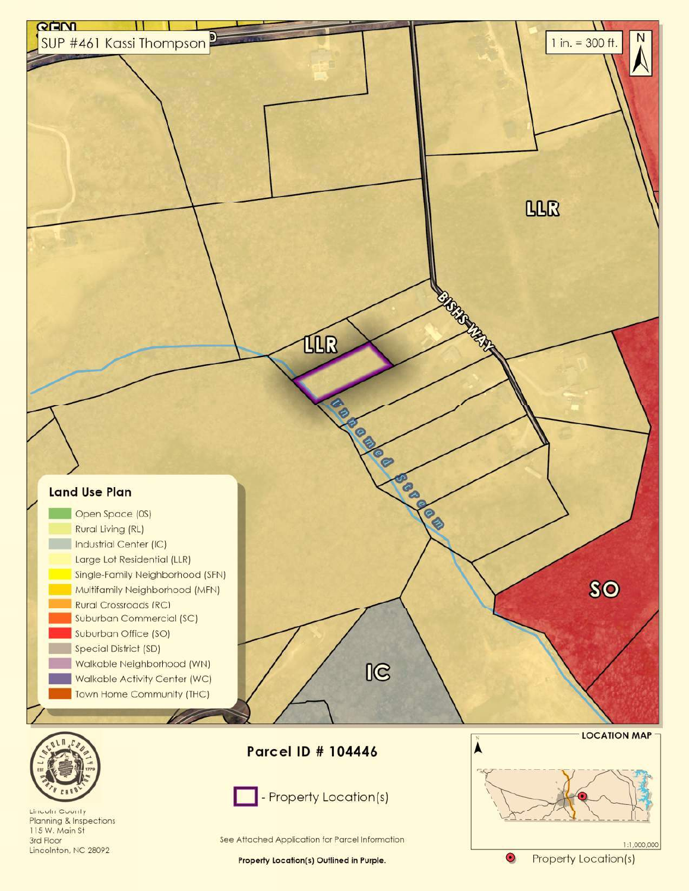SUP #461 Kassi Thompson

1 in. = 300 ft.

N

LLR

LLR

BISHS WAY

Unnamed Stream

SO

IC

SFN

**Land Use Plan**

- Open Space (OS)
- Rural Living (RL)
- Industrial Center (IC)
- Large Lot Residential (LLR)
- Single-Family Neighborhood (SFN)
- Multifamily Neighborhood (MFN)
- Rural Crossroads (RC)
- Suburban Commercial (SC)
- Suburban Office (SO)
- Special District (SD)
- Walkable Neighborhood (WN)
- Walkable Activity Center (WC)
- Town Home Community (THC)

Lincoln County
Planning & Inspections
115 W. Main St
3rd Floor
Lincolnton, NC 28092

**Parcel ID # 104446**

- Property Location(s)

See Attached Application for Parcel Information

**Property Location(s) Outlined in Purple.**

LOCATION MAP

1:1,000,000

Property Location(s)